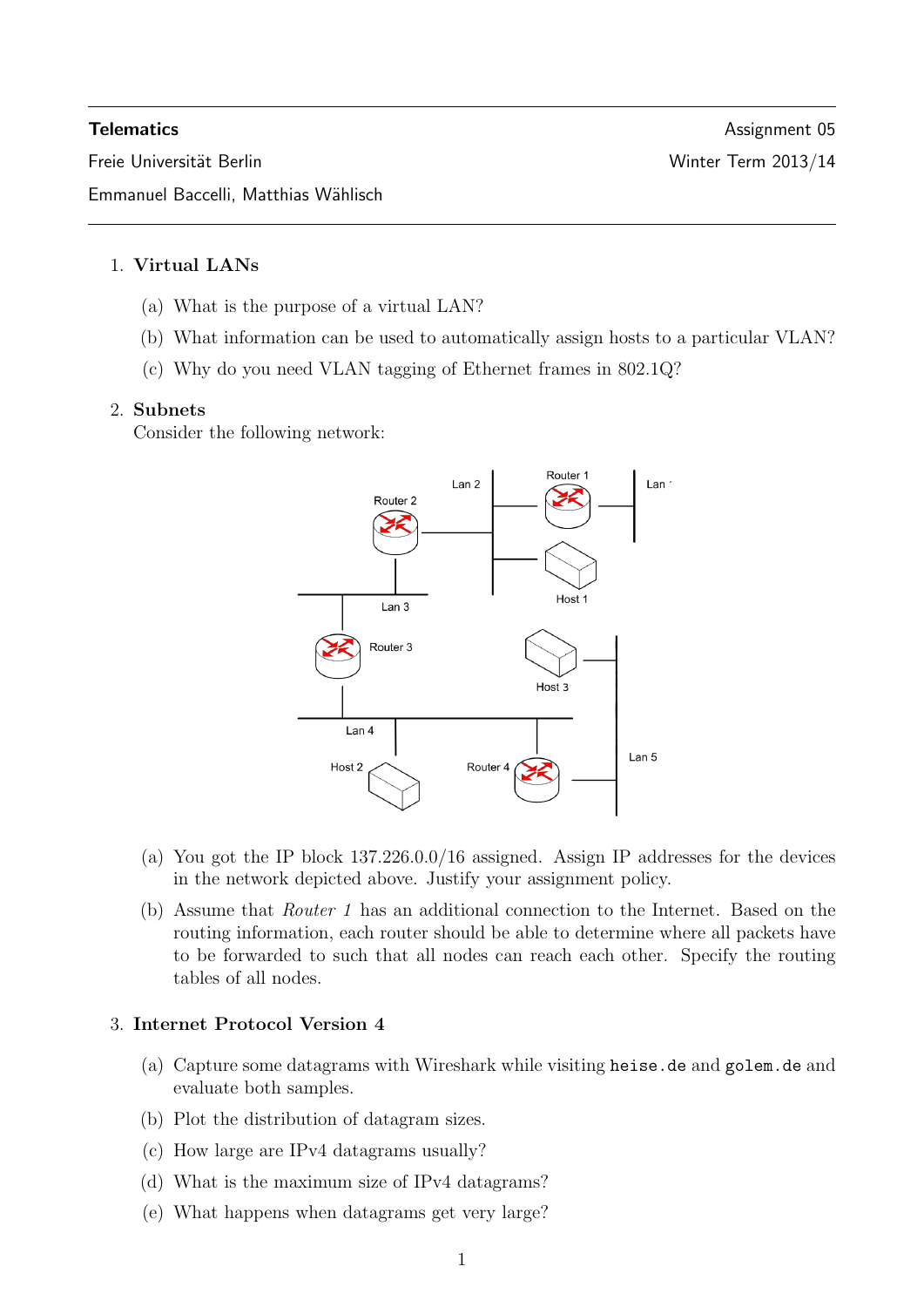**Telematics** — Assignment 05

Freie Universität Berlin — Winter Term 2013/14

Emmanuel Baccelli, Matthias Wählisch

---

1. **Virtual LANs**

   (a) What is the purpose of a virtual LAN?

   (b) What information can be used to automatically assign hosts to a particular VLAN?

   (c) Why do you need VLAN tagging of Ethernet frames in 802.1Q?

2. **Subnets**

   Consider the following network:

   Lan 2, Router 1, Lan 1, Router 2, Host 1, Lan 3, Router 3, Host 3, Lan 4, Lan 5, Host 2, Router 4

   (a) You got the IP block 137.226.0.0/16 assigned. Assign IP addresses for the devices in the network depicted above. Justify your assignment policy.

   (b) Assume that *Router 1* has an additional connection to the Internet. Based on the routing information, each router should be able to determine where all packets have to be forwarded to such that all nodes can reach each other. Specify the routing tables of all nodes.

3. **Internet Protocol Version 4**

   (a) Capture some datagrams with Wireshark while visiting `heise.de` and `golem.de` and evaluate both samples.

   (b) Plot the distribution of datagram sizes.

   (c) How large are IPv4 datagrams usually?

   (d) What is the maximum size of IPv4 datagrams?

   (e) What happens when datagrams get very large?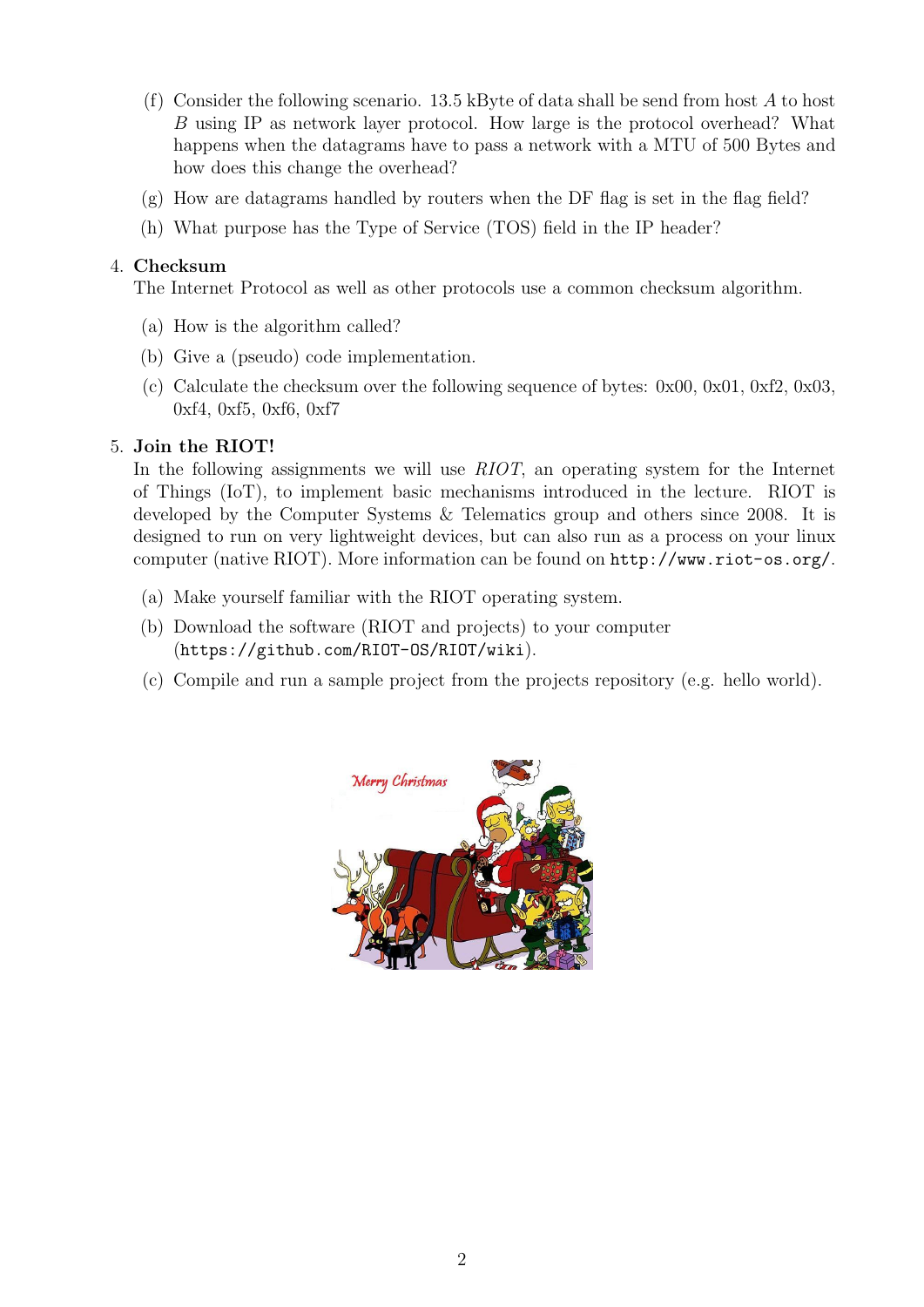(f) Consider the following scenario. 13.5 kByte of data shall be send from host $A$ to host $B$ using IP as network layer protocol. How large is the protocol overhead? What happens when the datagrams have to pass a network with a MTU of 500 Bytes and how does this change the overhead?

(g) How are datagrams handled by routers when the DF flag is set in the flag field?

(h) What purpose has the Type of Service (TOS) field in the IP header?

4. **Checksum**

   The Internet Protocol as well as other protocols use a common checksum algorithm.

   (a) How is the algorithm called?

   (b) Give a (pseudo) code implementation.

   (c) Calculate the checksum over the following sequence of bytes: 0x00, 0x01, 0xf2, 0x03, 0xf4, 0xf5, 0xf6, 0xf7

5. **Join the RIOT!**

   In the following assignments we will use *RIOT*, an operating system for the Internet of Things (IoT), to implement basic mechanisms introduced in the lecture. RIOT is developed by the Computer Systems & Telematics group and others since 2008. It is designed to run on very lightweight devices, but can also run as a process on your linux computer (native RIOT). More information can be found on `http://www.riot-os.org/`.

   (a) Make yourself familiar with the RIOT operating system.

   (b) Download the software (RIOT and projects) to your computer (`https://github.com/RIOT-OS/RIOT/wiki`).

   (c) Compile and run a sample project from the projects repository (e.g. hello world).